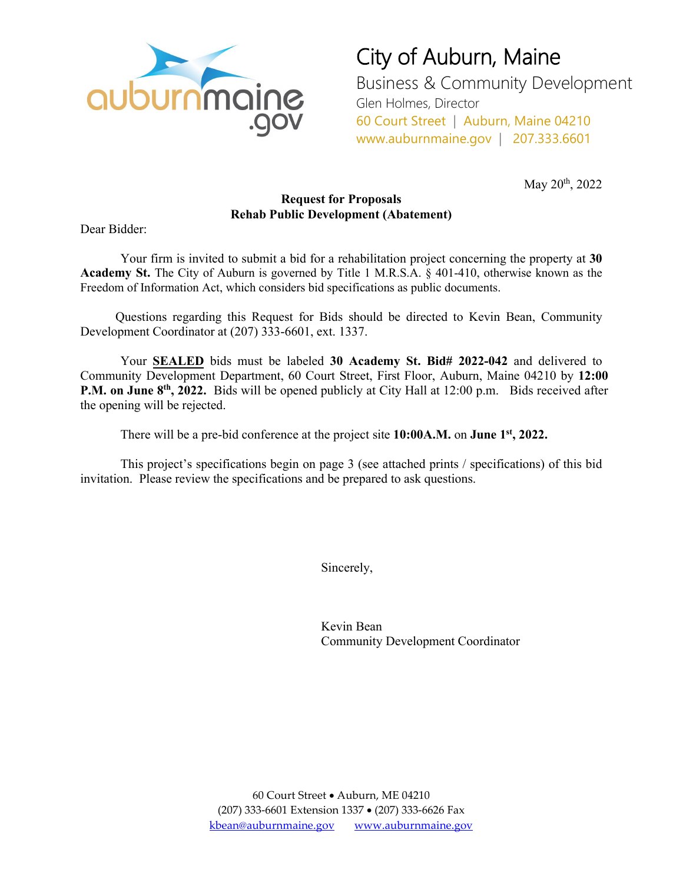City of Auburn, Maine

Business & Community Development

Glen Holmes, Director

60 Court Street | Auburn, Maine 04210

www.auburnmaine.gov | 207.333.6601

May 20th, 2022

**Request for Proposals**
**Rehab Public Development (Abatement)**

Dear Bidder:

Your firm is invited to submit a bid for a rehabilitation project concerning the property at **30 Academy St.** The City of Auburn is governed by Title 1 M.R.S.A. § 401-410, otherwise known as the Freedom of Information Act, which considers bid specifications as public documents.

Questions regarding this Request for Bids should be directed to Kevin Bean, Community Development Coordinator at (207) 333-6601, ext. 1337.

Your **SEALED** bids must be labeled **30 Academy St. Bid# 2022-042** and delivered to Community Development Department, 60 Court Street, First Floor, Auburn, Maine 04210 by **12:00 P.M. on June 8th, 2022.** Bids will be opened publicly at City Hall at 12:00 p.m. Bids received after the opening will be rejected.

There will be a pre-bid conference at the project site **10:00A.M.** on **June 1st, 2022.**

This project's specifications begin on page 3 (see attached prints / specifications) of this bid invitation. Please review the specifications and be prepared to ask questions.

Sincerely,

Kevin Bean
Community Development Coordinator

60 Court Street • Auburn, ME 04210
(207) 333-6601 Extension 1337 • (207) 333-6626 Fax
kbean@auburnmaine.gov www.auburnmaine.gov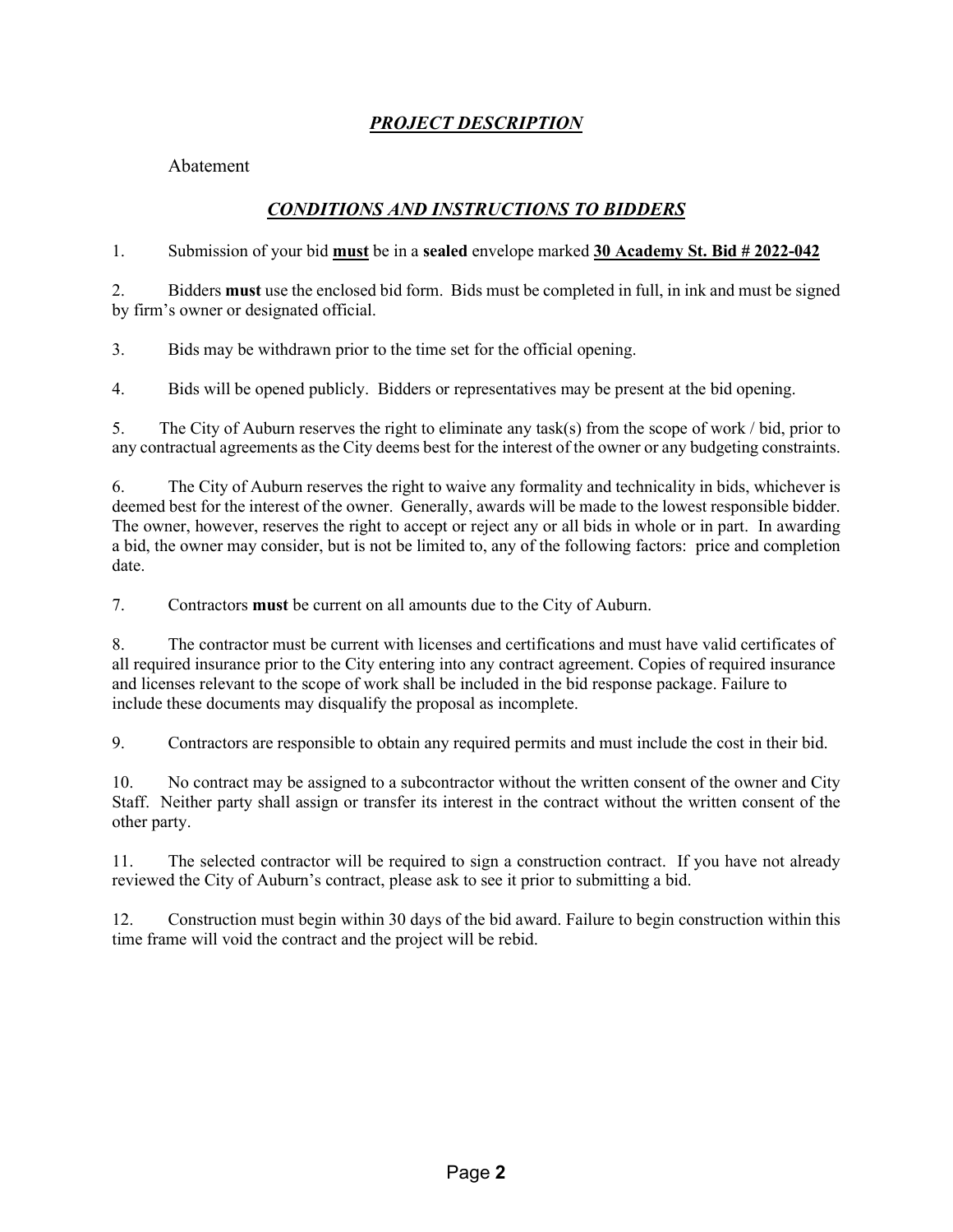## ***PROJECT DESCRIPTION***

Abatement

## ***CONDITIONS AND INSTRUCTIONS TO BIDDERS***

1. Submission of your bid **<u>must</u>** be in a **sealed** envelope marked **<u>30 Academy St. Bid # 2022-042</u>**

2. Bidders **must** use the enclosed bid form. Bids must be completed in full, in ink and must be signed by firm's owner or designated official.

3. Bids may be withdrawn prior to the time set for the official opening.

4. Bids will be opened publicly. Bidders or representatives may be present at the bid opening.

5. The City of Auburn reserves the right to eliminate any task(s) from the scope of work / bid, prior to any contractual agreements as the City deems best for the interest of the owner or any budgeting constraints.

6. The City of Auburn reserves the right to waive any formality and technicality in bids, whichever is deemed best for the interest of the owner. Generally, awards will be made to the lowest responsible bidder. The owner, however, reserves the right to accept or reject any or all bids in whole or in part. In awarding a bid, the owner may consider, but is not be limited to, any of the following factors: price and completion date.

7. Contractors **must** be current on all amounts due to the City of Auburn.

8. The contractor must be current with licenses and certifications and must have valid certificates of all required insurance prior to the City entering into any contract agreement. Copies of required insurance and licenses relevant to the scope of work shall be included in the bid response package. Failure to include these documents may disqualify the proposal as incomplete.

9. Contractors are responsible to obtain any required permits and must include the cost in their bid.

10. No contract may be assigned to a subcontractor without the written consent of the owner and City Staff. Neither party shall assign or transfer its interest in the contract without the written consent of the other party.

11. The selected contractor will be required to sign a construction contract. If you have not already reviewed the City of Auburn's contract, please ask to see it prior to submitting a bid.

12. Construction must begin within 30 days of the bid award. Failure to begin construction within this time frame will void the contract and the project will be rebid.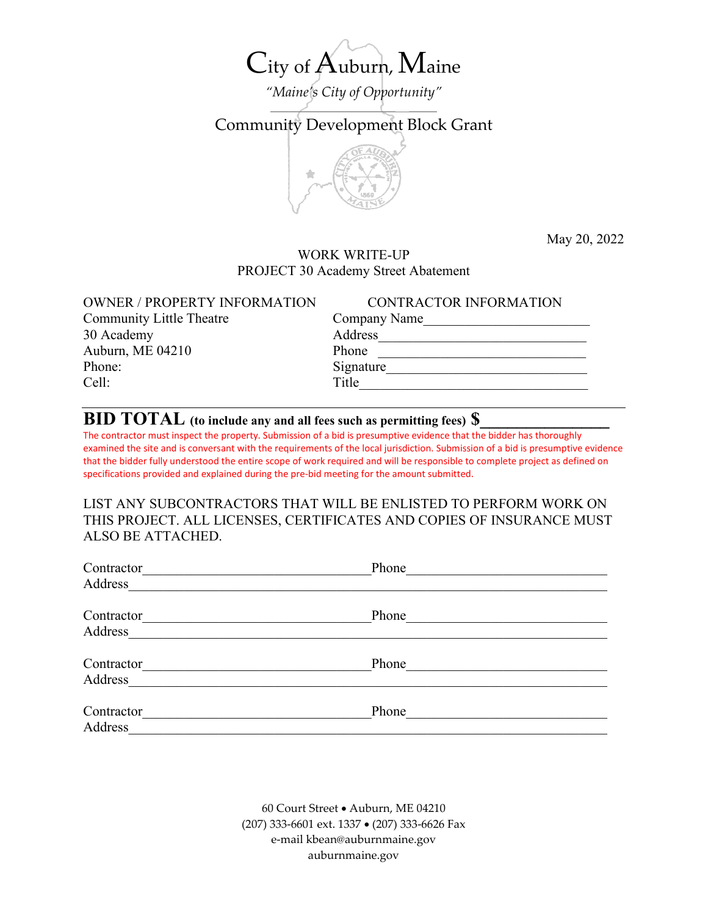# City of Auburn, Maine

*"Maine's City of Opportunity"*

## Community Development Block Grant

May 20, 2022

WORK WRITE-UP
PROJECT 30 Academy Street Abatement

| OWNER / PROPERTY INFORMATION | CONTRACTOR INFORMATION |
| --- | --- |
| Community Little Theatre | Company Name________________________ |
| 30 Academy | Address____________________________ |
| Auburn, ME 04210 | Phone ______________________________ |
| Phone: | Signature___________________________ |
| Cell: | Title_______________________________ |

**BID TOTAL (to include any and all fees such as permitting fees) $________________**

The contractor must inspect the property. Submission of a bid is presumptive evidence that the bidder has thoroughly examined the site and is conversant with the requirements of the local jurisdiction. Submission of a bid is presumptive evidence that the bidder fully understood the entire scope of work required and will be responsible to complete project as defined on specifications provided and explained during the pre-bid meeting for the amount submitted.

LIST ANY SUBCONTRACTORS THAT WILL BE ENLISTED TO PERFORM WORK ON THIS PROJECT. ALL LICENSES, CERTIFICATES AND COPIES OF INSURANCE MUST ALSO BE ATTACHED.

Contractor_________________________________ Phone_____________________________
Address______________________________________________________________________

Contractor_________________________________ Phone_____________________________
Address______________________________________________________________________

Contractor_________________________________ Phone_____________________________
Address______________________________________________________________________

Contractor_________________________________ Phone_____________________________
Address______________________________________________________________________

60 Court Street • Auburn, ME 04210
(207) 333-6601 ext. 1337 • (207) 333-6626 Fax
e-mail kbean@auburnmaine.gov
auburnmaine.gov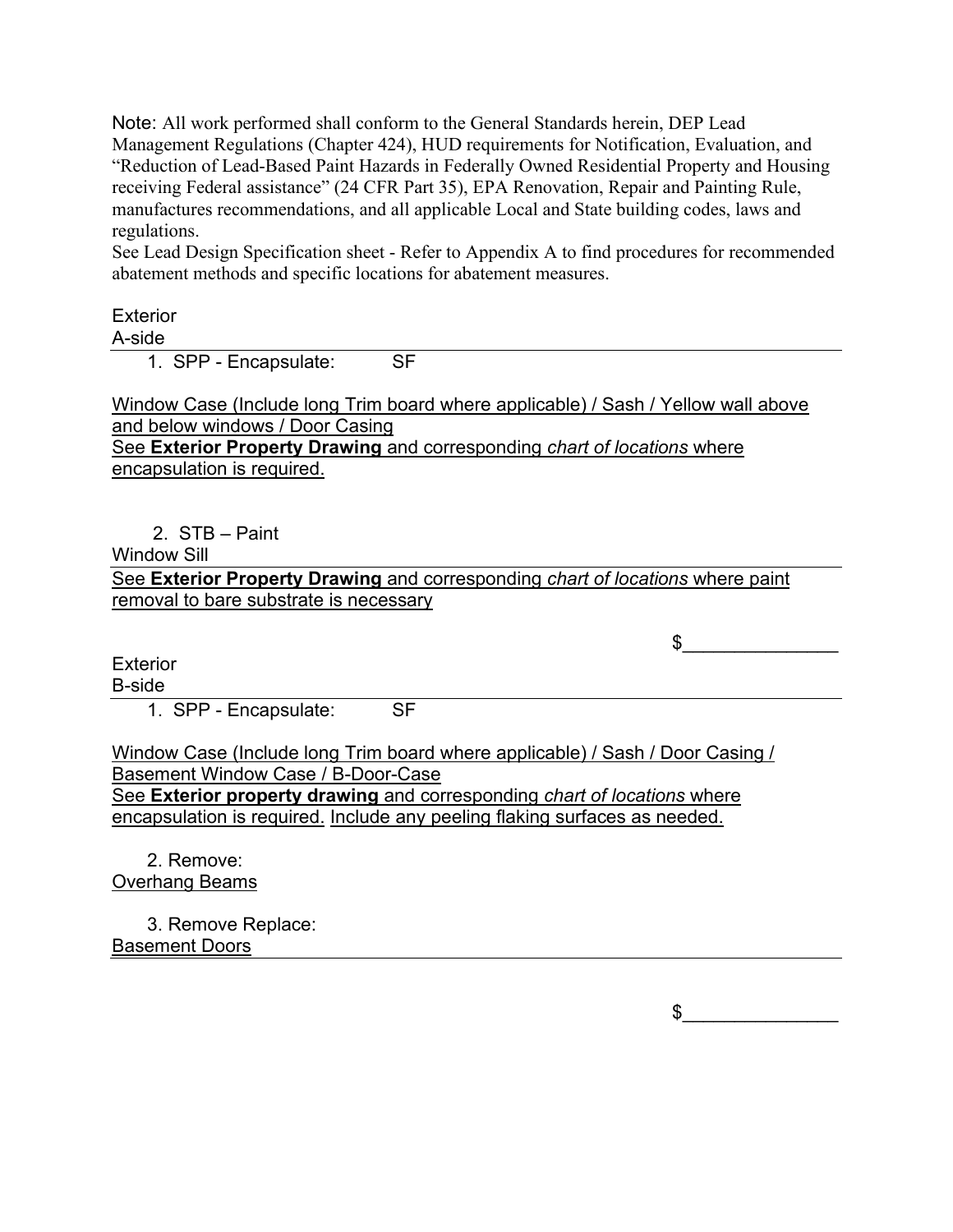Note: All work performed shall conform to the General Standards herein, DEP Lead Management Regulations (Chapter 424), HUD requirements for Notification, Evaluation, and "Reduction of Lead-Based Paint Hazards in Federally Owned Residential Property and Housing receiving Federal assistance" (24 CFR Part 35), EPA Renovation, Repair and Painting Rule, manufactures recommendations, and all applicable Local and State building codes, laws and regulations.
See Lead Design Specification sheet - Refer to Appendix A to find procedures for recommended abatement methods and specific locations for abatement measures.

Exterior
A-side

1. SPP - Encapsulate: SF

Window Case (Include long Trim board where applicable) / Sash / Yellow wall above and below windows / Door Casing
See **Exterior Property Drawing** and corresponding *chart of locations* where encapsulation is required.

2. STB – Paint

Window Sill
See **Exterior Property Drawing** and corresponding *chart of locations* where paint removal to bare substrate is necessary

$_______________

Exterior
B-side

1. SPP - Encapsulate: SF

Window Case (Include long Trim board where applicable) / Sash / Door Casing / Basement Window Case / B-Door-Case
See **Exterior property drawing** and corresponding *chart of locations* where encapsulation is required. Include any peeling flaking surfaces as needed.

2. Remove:

Overhang Beams

3. Remove Replace:

Basement Doors

$_______________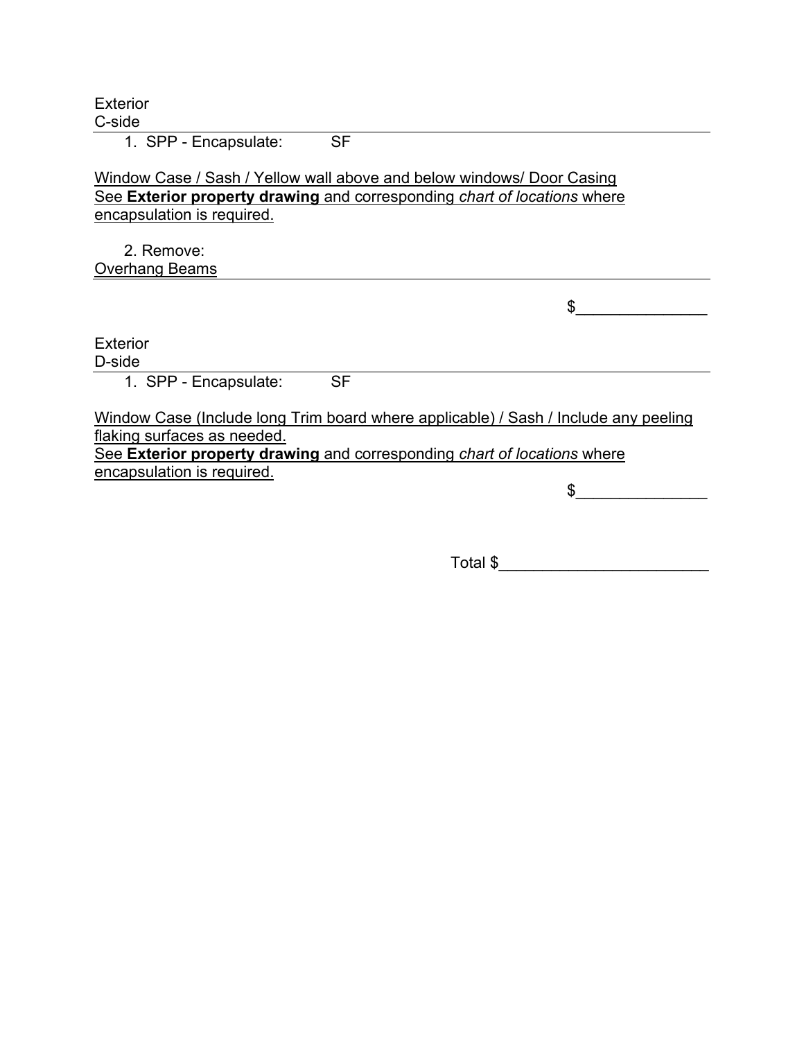Exterior
C-side

1. SPP - Encapsulate: SF

Window Case / Sash / Yellow wall above and below windows/ Door Casing
See **Exterior property drawing** and corresponding *chart of locations* where encapsulation is required.

2. Remove:

Overhang Beams

$_______________

Exterior
D-side

1. SPP - Encapsulate: SF

Window Case (Include long Trim board where applicable) / Sash / Include any peeling flaking surfaces as needed.
See **Exterior property drawing** and corresponding *chart of locations* where encapsulation is required.

$_______________

Total $________________________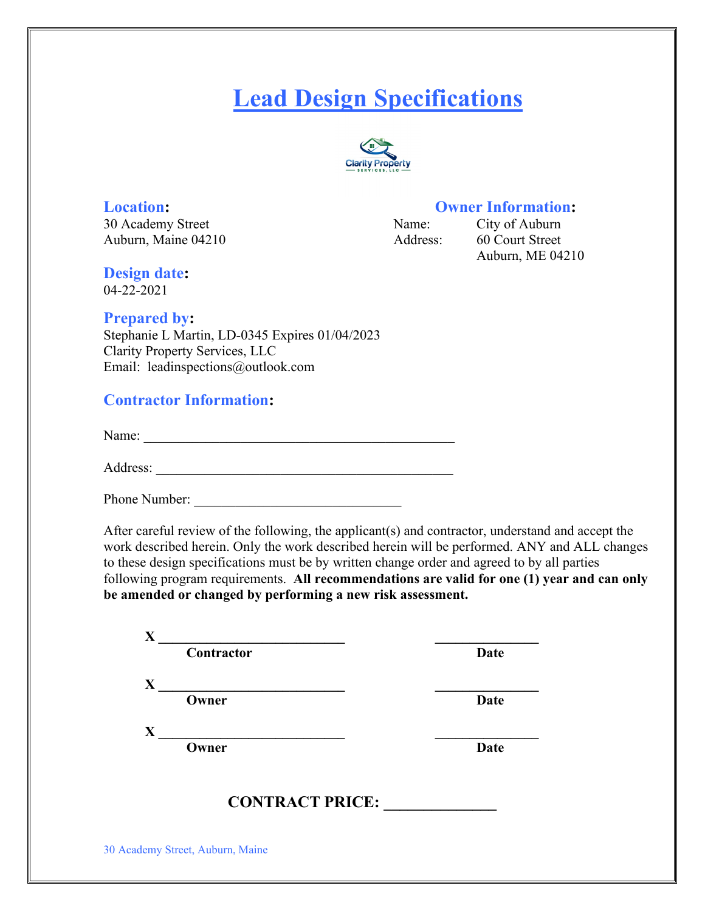# Lead Design Specifications

**Location:**
30 Academy Street
Auburn, Maine 04210

**Owner Information:**
Name: City of Auburn
Address: 60 Court Street
Auburn, ME 04210

**Design date:**
04-22-2021

**Prepared by:**
Stephanie L Martin, LD-0345 Expires 01/04/2023
Clarity Property Services, LLC
Email: leadinspections@outlook.com

**Contractor Information:**

Name: _____________________________________________

Address: ___________________________________________

Phone Number: ______________________________

After careful review of the following, the applicant(s) and contractor, understand and accept the work described herein. Only the work described herein will be performed. ANY and ALL changes to these design specifications must be by written change order and agreed to by all parties following program requirements. **All recommendations are valid for one (1) year and can only be amended or changed by performing a new risk assessment.**

**X** __________________________ ______________
**Contractor** **Date**

**X** __________________________ ______________
**Owner** **Date**

**X** __________________________ ______________
**Owner** **Date**

**CONTRACT PRICE: ______________**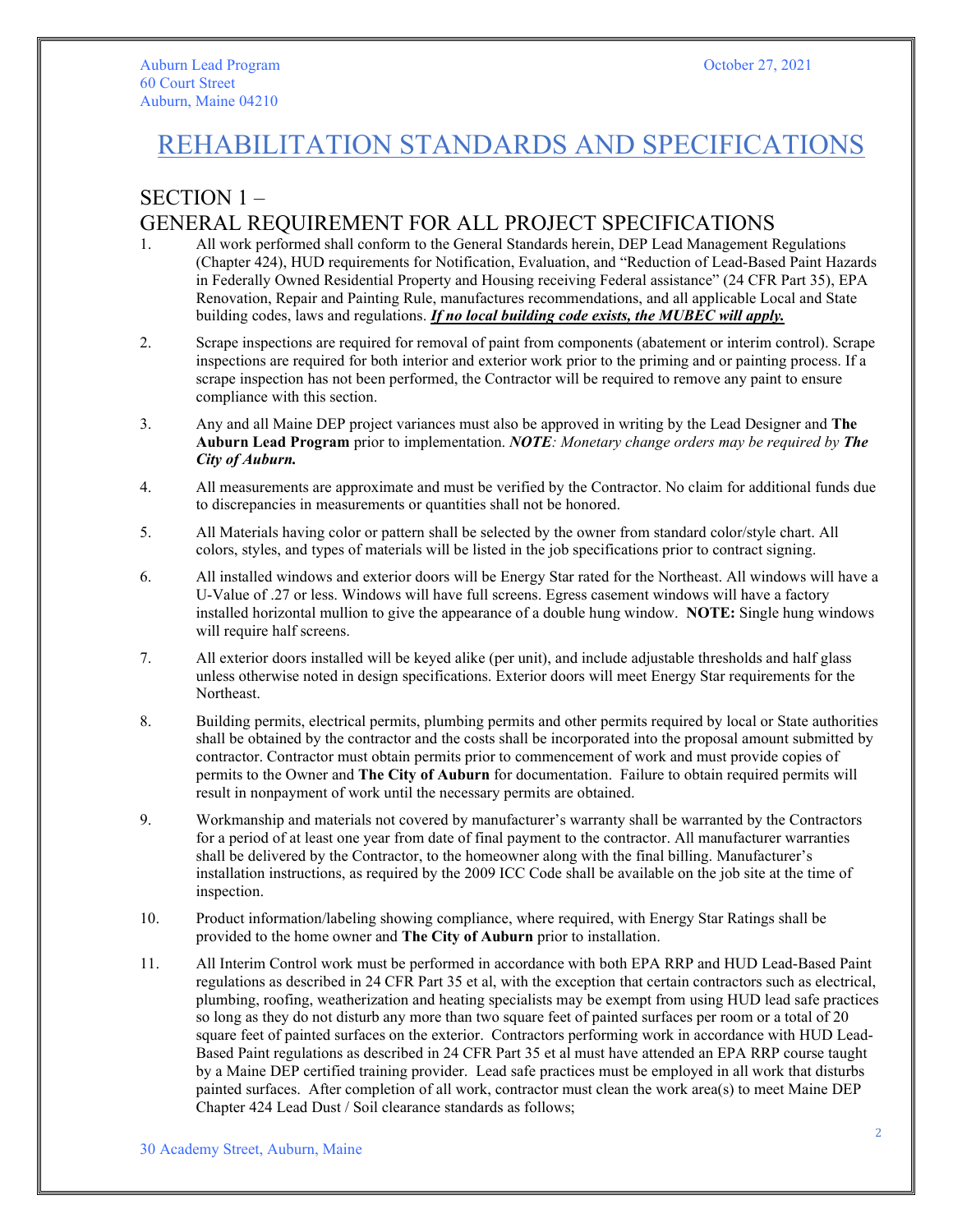Auburn Lead Program
60 Court Street
Auburn, Maine 04210

October 27, 2021

# REHABILITATION STANDARDS AND SPECIFICATIONS

## SECTION 1 –
## GENERAL REQUIREMENT FOR ALL PROJECT SPECIFICATIONS

1. All work performed shall conform to the General Standards herein, DEP Lead Management Regulations (Chapter 424), HUD requirements for Notification, Evaluation, and "Reduction of Lead-Based Paint Hazards in Federally Owned Residential Property and Housing receiving Federal assistance" (24 CFR Part 35), EPA Renovation, Repair and Painting Rule, manufactures recommendations, and all applicable Local and State building codes, laws and regulations. ***If no local building code exists, the MUBEC will apply.***

2. Scrape inspections are required for removal of paint from components (abatement or interim control). Scrape inspections are required for both interior and exterior work prior to the priming and or painting process. If a scrape inspection has not been performed, the Contractor will be required to remove any paint to ensure compliance with this section.

3. Any and all Maine DEP project variances must also be approved in writing by the Lead Designer and **The Auburn Lead Program** prior to implementation. ***NOTE**: Monetary change orders may be required by **The City of Auburn.***

4. All measurements are approximate and must be verified by the Contractor. No claim for additional funds due to discrepancies in measurements or quantities shall not be honored.

5. All Materials having color or pattern shall be selected by the owner from standard color/style chart. All colors, styles, and types of materials will be listed in the job specifications prior to contract signing.

6. All installed windows and exterior doors will be Energy Star rated for the Northeast. All windows will have a U-Value of .27 or less. Windows will have full screens. Egress casement windows will have a factory installed horizontal mullion to give the appearance of a double hung window. **NOTE:** Single hung windows will require half screens.

7. All exterior doors installed will be keyed alike (per unit), and include adjustable thresholds and half glass unless otherwise noted in design specifications. Exterior doors will meet Energy Star requirements for the Northeast.

8. Building permits, electrical permits, plumbing permits and other permits required by local or State authorities shall be obtained by the contractor and the costs shall be incorporated into the proposal amount submitted by contractor. Contractor must obtain permits prior to commencement of work and must provide copies of permits to the Owner and **The City of Auburn** for documentation. Failure to obtain required permits will result in nonpayment of work until the necessary permits are obtained.

9. Workmanship and materials not covered by manufacturer's warranty shall be warranted by the Contractors for a period of at least one year from date of final payment to the contractor. All manufacturer warranties shall be delivered by the Contractor, to the homeowner along with the final billing. Manufacturer's installation instructions, as required by the 2009 ICC Code shall be available on the job site at the time of inspection.

10. Product information/labeling showing compliance, where required, with Energy Star Ratings shall be provided to the home owner and **The City of Auburn** prior to installation.

11. All Interim Control work must be performed in accordance with both EPA RRP and HUD Lead-Based Paint regulations as described in 24 CFR Part 35 et al, with the exception that certain contractors such as electrical, plumbing, roofing, weatherization and heating specialists may be exempt from using HUD lead safe practices so long as they do not disturb any more than two square feet of painted surfaces per room or a total of 20 square feet of painted surfaces on the exterior. Contractors performing work in accordance with HUD Lead-Based Paint regulations as described in 24 CFR Part 35 et al must have attended an EPA RRP course taught by a Maine DEP certified training provider. Lead safe practices must be employed in all work that disturbs painted surfaces. After completion of all work, contractor must clean the work area(s) to meet Maine DEP Chapter 424 Lead Dust / Soil clearance standards as follows;

30 Academy Street, Auburn, Maine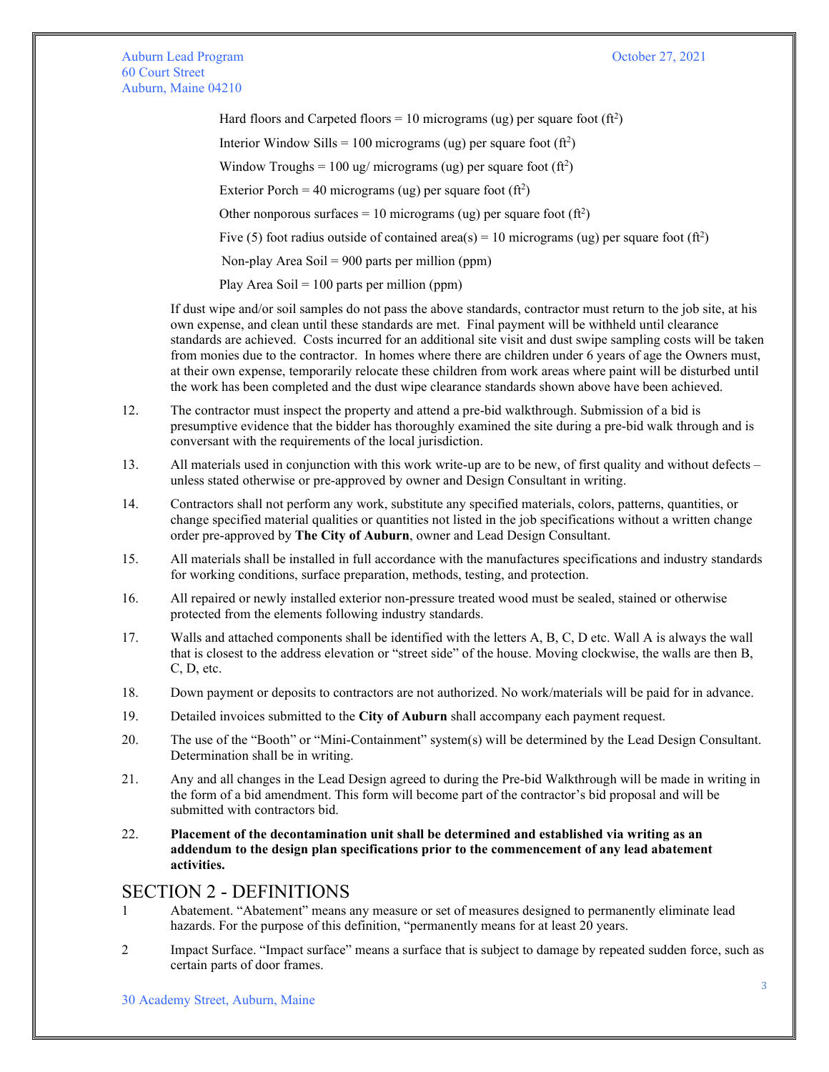Hard floors and Carpeted floors = 10 micrograms (ug) per square foot ($ft^2$)

Interior Window Sills = 100 micrograms (ug) per square foot ($ft^2$)

Window Troughs = 100 ug/ micrograms (ug) per square foot ($ft^2$)

Exterior Porch = 40 micrograms (ug) per square foot ($ft^2$)

Other nonporous surfaces = 10 micrograms (ug) per square foot ($ft^2$)

Five (5) foot radius outside of contained area(s) = 10 micrograms (ug) per square foot ($ft^2$)

Non-play Area Soil = 900 parts per million (ppm)

Play Area Soil = 100 parts per million (ppm)

If dust wipe and/or soil samples do not pass the above standards, contractor must return to the job site, at his own expense, and clean until these standards are met. Final payment will be withheld until clearance standards are achieved. Costs incurred for an additional site visit and dust swipe sampling costs will be taken from monies due to the contractor. In homes where there are children under 6 years of age the Owners must, at their own expense, temporarily relocate these children from work areas where paint will be disturbed until the work has been completed and the dust wipe clearance standards shown above have been achieved.

12. The contractor must inspect the property and attend a pre-bid walkthrough. Submission of a bid is presumptive evidence that the bidder has thoroughly examined the site during a pre-bid walk through and is conversant with the requirements of the local jurisdiction.

13. All materials used in conjunction with this work write-up are to be new, of first quality and without defects – unless stated otherwise or pre-approved by owner and Design Consultant in writing.

14. Contractors shall not perform any work, substitute any specified materials, colors, patterns, quantities, or change specified material qualities or quantities not listed in the job specifications without a written change order pre-approved by **The City of Auburn**, owner and Lead Design Consultant.

15. All materials shall be installed in full accordance with the manufactures specifications and industry standards for working conditions, surface preparation, methods, testing, and protection.

16. All repaired or newly installed exterior non-pressure treated wood must be sealed, stained or otherwise protected from the elements following industry standards.

17. Walls and attached components shall be identified with the letters A, B, C, D etc. Wall A is always the wall that is closest to the address elevation or "street side" of the house. Moving clockwise, the walls are then B, C, D, etc.

18. Down payment or deposits to contractors are not authorized. No work/materials will be paid for in advance.

19. Detailed invoices submitted to the **City of Auburn** shall accompany each payment request.

20. The use of the "Booth" or "Mini-Containment" system(s) will be determined by the Lead Design Consultant. Determination shall be in writing.

21. Any and all changes in the Lead Design agreed to during the Pre-bid Walkthrough will be made in writing in the form of a bid amendment. This form will become part of the contractor's bid proposal and will be submitted with contractors bid.

22. **Placement of the decontamination unit shall be determined and established via writing as an addendum to the design plan specifications prior to the commencement of any lead abatement activities.**

# SECTION 2 - DEFINITIONS

1 Abatement. "Abatement" means any measure or set of measures designed to permanently eliminate lead hazards. For the purpose of this definition, "permanently means for at least 20 years.

2 Impact Surface. "Impact surface" means a surface that is subject to damage by repeated sudden force, such as certain parts of door frames.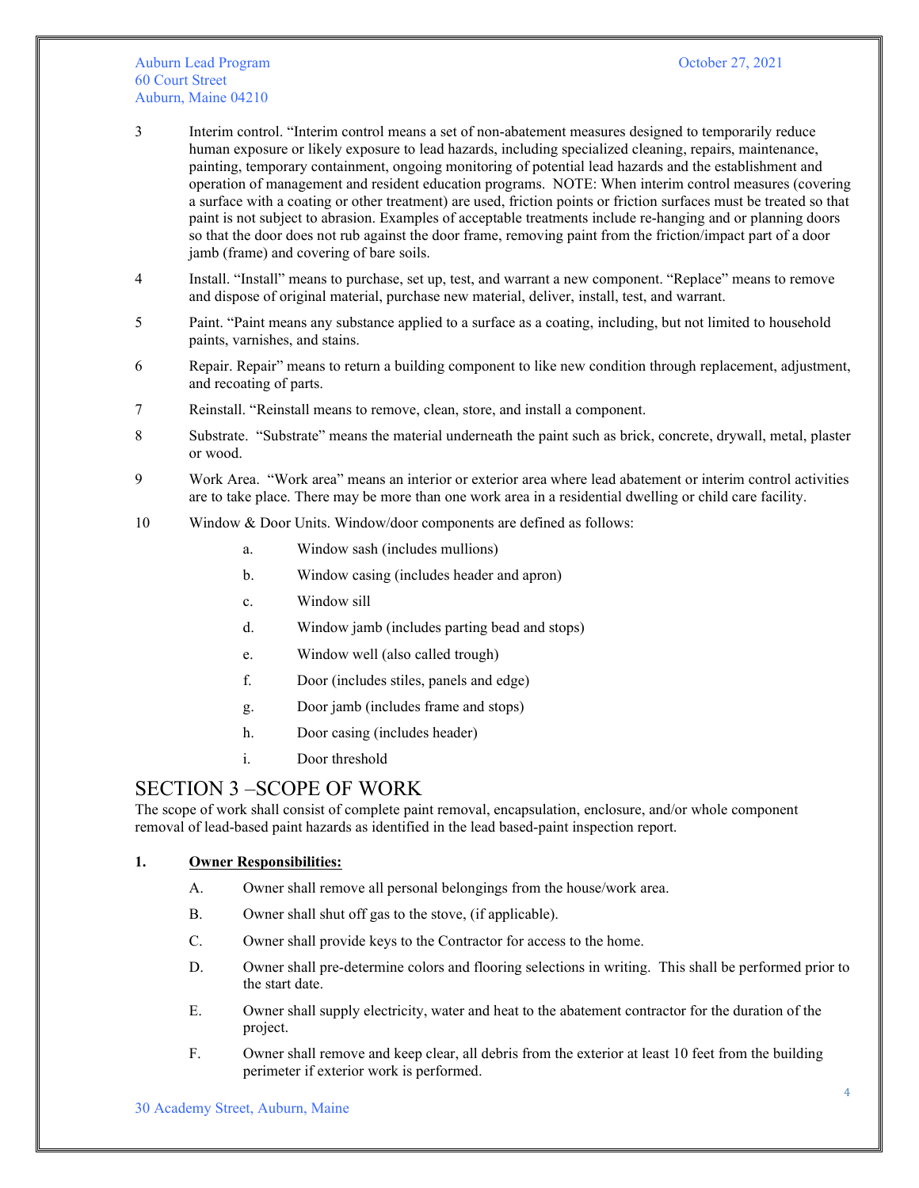3 Interim control. "Interim control means a set of non-abatement measures designed to temporarily reduce human exposure or likely exposure to lead hazards, including specialized cleaning, repairs, maintenance, painting, temporary containment, ongoing monitoring of potential lead hazards and the establishment and operation of management and resident education programs. NOTE: When interim control measures (covering a surface with a coating or other treatment) are used, friction points or friction surfaces must be treated so that paint is not subject to abrasion. Examples of acceptable treatments include re-hanging and or planning doors so that the door does not rub against the door frame, removing paint from the friction/impact part of a door jamb (frame) and covering of bare soils.

4 Install. "Install" means to purchase, set up, test, and warrant a new component. "Replace" means to remove and dispose of original material, purchase new material, deliver, install, test, and warrant.

5 Paint. "Paint means any substance applied to a surface as a coating, including, but not limited to household paints, varnishes, and stains.

6 Repair. Repair" means to return a building component to like new condition through replacement, adjustment, and recoating of parts.

7 Reinstall. "Reinstall means to remove, clean, store, and install a component.

8 Substrate. "Substrate" means the material underneath the paint such as brick, concrete, drywall, metal, plaster or wood.

9 Work Area. "Work area" means an interior or exterior area where lead abatement or interim control activities are to take place. There may be more than one work area in a residential dwelling or child care facility.

10 Window & Door Units. Window/door components are defined as follows:

   a. Window sash (includes mullions)
   b. Window casing (includes header and apron)
   c. Window sill
   d. Window jamb (includes parting bead and stops)
   e. Window well (also called trough)
   f. Door (includes stiles, panels and edge)
   g. Door jamb (includes frame and stops)
   h. Door casing (includes header)
   i. Door threshold

## SECTION 3 –SCOPE OF WORK

The scope of work shall consist of complete paint removal, encapsulation, enclosure, and/or whole component removal of lead-based paint hazards as identified in the lead based-paint inspection report.

**1. <u>Owner Responsibilities:</u>**

   A. Owner shall remove all personal belongings from the house/work area.

   B. Owner shall shut off gas to the stove, (if applicable).

   C. Owner shall provide keys to the Contractor for access to the home.

   D. Owner shall pre-determine colors and flooring selections in writing. This shall be performed prior to the start date.

   E. Owner shall supply electricity, water and heat to the abatement contractor for the duration of the project.

   F. Owner shall remove and keep clear, all debris from the exterior at least 10 feet from the building perimeter if exterior work is performed.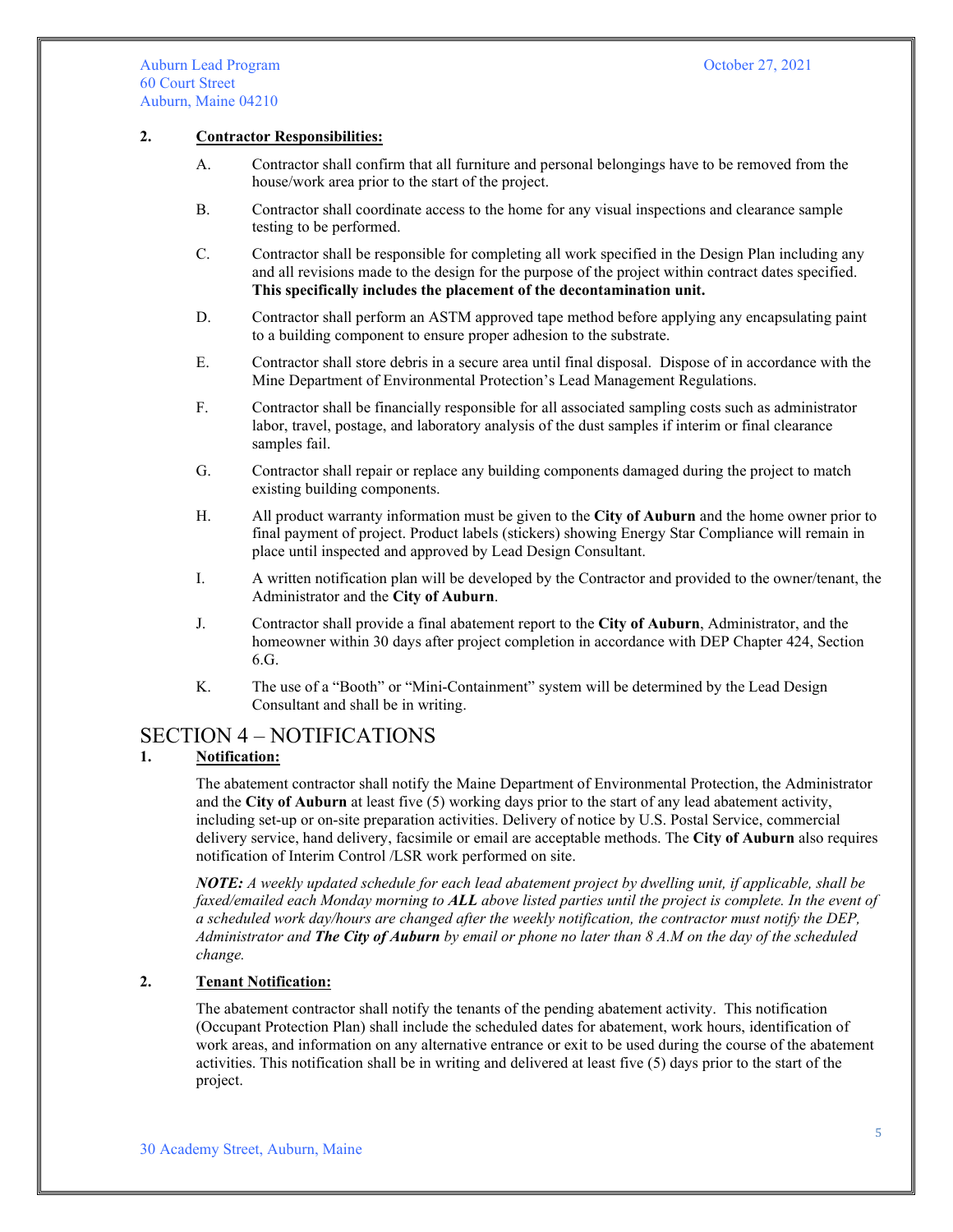**2. Contractor Responsibilities:**

A. Contractor shall confirm that all furniture and personal belongings have to be removed from the house/work area prior to the start of the project.

B. Contractor shall coordinate access to the home for any visual inspections and clearance sample testing to be performed.

C. Contractor shall be responsible for completing all work specified in the Design Plan including any and all revisions made to the design for the purpose of the project within contract dates specified. **This specifically includes the placement of the decontamination unit.**

D. Contractor shall perform an ASTM approved tape method before applying any encapsulating paint to a building component to ensure proper adhesion to the substrate.

E. Contractor shall store debris in a secure area until final disposal. Dispose of in accordance with the Mine Department of Environmental Protection's Lead Management Regulations.

F. Contractor shall be financially responsible for all associated sampling costs such as administrator labor, travel, postage, and laboratory analysis of the dust samples if interim or final clearance samples fail.

G. Contractor shall repair or replace any building components damaged during the project to match existing building components.

H. All product warranty information must be given to the **City of Auburn** and the home owner prior to final payment of project. Product labels (stickers) showing Energy Star Compliance will remain in place until inspected and approved by Lead Design Consultant.

I. A written notification plan will be developed by the Contractor and provided to the owner/tenant, the Administrator and the **City of Auburn**.

J. Contractor shall provide a final abatement report to the **City of Auburn**, Administrator, and the homeowner within 30 days after project completion in accordance with DEP Chapter 424, Section 6.G.

K. The use of a "Booth" or "Mini-Containment" system will be determined by the Lead Design Consultant and shall be in writing.

# SECTION 4 – NOTIFICATIONS

**1. Notification:**

The abatement contractor shall notify the Maine Department of Environmental Protection, the Administrator and the **City of Auburn** at least five (5) working days prior to the start of any lead abatement activity, including set-up or on-site preparation activities. Delivery of notice by U.S. Postal Service, commercial delivery service, hand delivery, facsimile or email are acceptable methods. The **City of Auburn** also requires notification of Interim Control /LSR work performed on site.

***NOTE:*** *A weekly updated schedule for each lead abatement project by dwelling unit, if applicable, shall be faxed/emailed each Monday morning to* ***ALL*** *above listed parties until the project is complete. In the event of a scheduled work day/hours are changed after the weekly notification, the contractor must notify the DEP, Administrator and* ***The City of Auburn*** *by email or phone no later than 8 A.M on the day of the scheduled change.*

**2. Tenant Notification:**

The abatement contractor shall notify the tenants of the pending abatement activity. This notification (Occupant Protection Plan) shall include the scheduled dates for abatement, work hours, identification of work areas, and information on any alternative entrance or exit to be used during the course of the abatement activities. This notification shall be in writing and delivered at least five (5) days prior to the start of the project.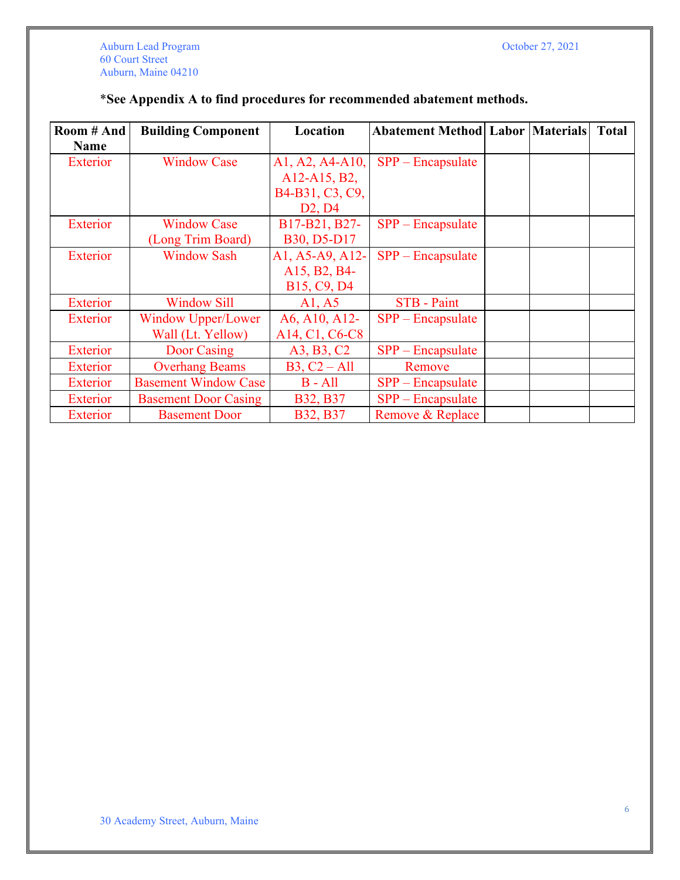**\*See Appendix A to find procedures for recommended abatement methods.**

| Room # And Name | Building Component | Location | Abatement Method | Labor | Materials | Total |
|---|---|---|---|---|---|---|
| Exterior | Window Case | A1, A2, A4-A10, A12-A15, B2, B4-B31, C3, C9, D2, D4 | SPP – Encapsulate | | | |
| Exterior | Window Case (Long Trim Board) | B17-B21, B27-B30, D5-D17 | SPP – Encapsulate | | | |
| Exterior | Window Sash | A1, A5-A9, A12-A15, B2, B4-B15, C9, D4 | SPP – Encapsulate | | | |
| Exterior | Window Sill | A1, A5 | STB - Paint | | | |
| Exterior | Window Upper/Lower Wall (Lt. Yellow) | A6, A10, A12-A14, C1, C6-C8 | SPP – Encapsulate | | | |
| Exterior | Door Casing | A3, B3, C2 | SPP – Encapsulate | | | |
| Exterior | Overhang Beams | B3, C2 – All | Remove | | | |
| Exterior | Basement Window Case | B - All | SPP – Encapsulate | | | |
| Exterior | Basement Door Casing | B32, B37 | SPP – Encapsulate | | | |
| Exterior | Basement Door | B32, B37 | Remove & Replace | | | |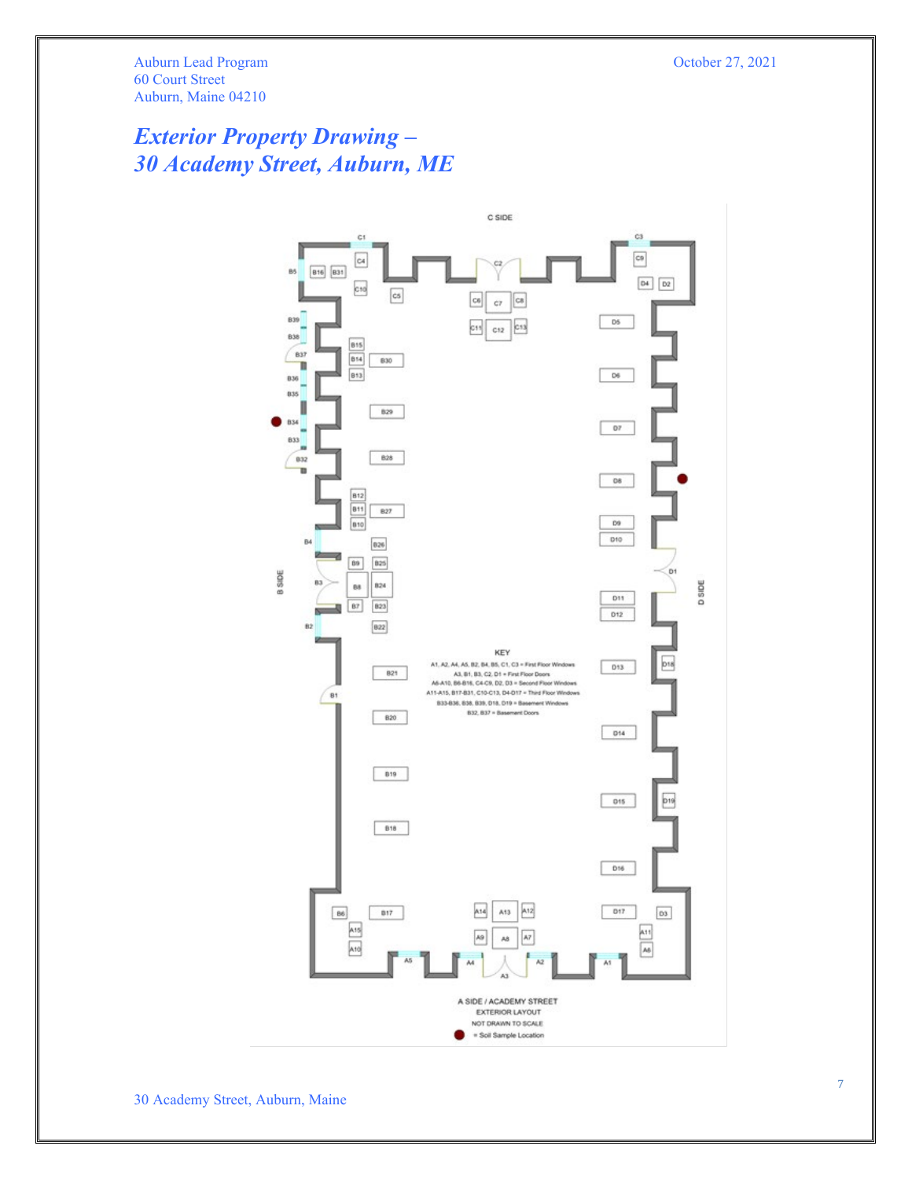Auburn Lead Program
60 Court Street
Auburn, Maine 04210

October 27, 2021

# *Exterior Property Drawing – 30 Academy Street, Auburn, ME*

C SIDE

B SIDE

D SIDE

KEY

A1, A2, A4, A5, B2, B4, B5, C1, C3 = First Floor Windows
A3, B1, B3, C2, D1 = First Floor Doors
A6-A10, B6-B16, C4-C9, D2, D3 = Second Floor Windows
A11-A15, B17-B31, C10-C13, D4-D17 = Third Floor Windows
B33-B36, B38, B39, D18, D19 = Basement Windows
B32, B37 = Basement Doors

A SIDE / ACADEMY STREET
EXTERIOR LAYOUT
NOT DRAWN TO SCALE
● = Soil Sample Location

30 Academy Street, Auburn, Maine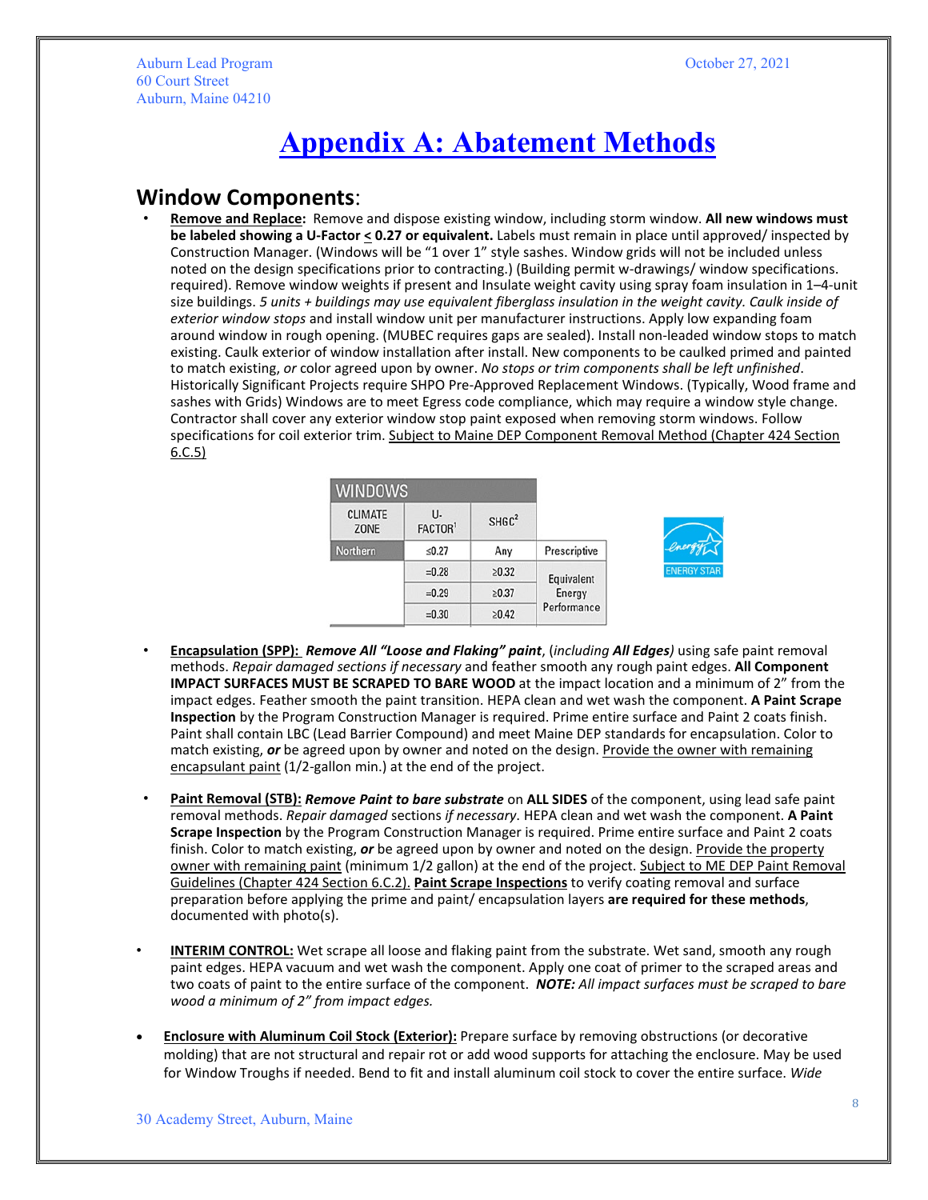Auburn Lead Program
60 Court Street
Auburn, Maine 04210

October 27, 2021

# Appendix A: Abatement Methods

## Window Components:

- **Remove and Replace:** Remove and dispose existing window, including storm window. **All new windows must be labeled showing a U-Factor ≤ 0.27 or equivalent.** Labels must remain in place until approved/ inspected by Construction Manager. (Windows will be "1 over 1" style sashes. Window grids will not be included unless noted on the design specifications prior to contracting.) (Building permit w-drawings/ window specifications. required). Remove window weights if present and Insulate weight cavity using spray foam insulation in 1–4-unit size buildings. *5 units + buildings may use equivalent fiberglass insulation in the weight cavity. Caulk inside of exterior window stops* and install window unit per manufacturer instructions. Apply low expanding foam around window in rough opening. (MUBEC requires gaps are sealed). Install non-leaded window stops to match existing. Caulk exterior of window installation after install. New components to be caulked primed and painted to match existing, *or* color agreed upon by owner. *No stops or trim components shall be left unfinished*. Historically Significant Projects require SHPO Pre-Approved Replacement Windows. (Typically, Wood frame and sashes with Grids) Windows are to meet Egress code compliance, which may require a window style change. Contractor shall cover any exterior window stop paint exposed when removing storm windows. Follow specifications for coil exterior trim. Subject to Maine DEP Component Removal Method (Chapter 424 Section 6.C.5)

| WINDOWS | | | |
|---|---|---|---|
| CLIMATE ZONE | U-FACTOR[1] | SHGC[2] | |
| Northern | ≤0.27 | Any | Prescriptive |
| | =0.28 | ≥0.32 | Equivalent Energy Performance |
| | =0.29 | ≥0.37 | |
| | =0.30 | ≥0.42 | |

ENERGY STAR

- **Encapsulation (SPP):** ***Remove All "Loose and Flaking" paint***, (including ***All Edges***) using safe paint removal methods. *Repair damaged sections if necessary* and feather smooth any rough paint edges. **All Component IMPACT SURFACES MUST BE SCRAPED TO BARE WOOD** at the impact location and a minimum of 2" from the impact edges. Feather smooth the paint transition. HEPA clean and wet wash the component. **A Paint Scrape Inspection** by the Program Construction Manager is required. Prime entire surface and Paint 2 coats finish. Paint shall contain LBC (Lead Barrier Compound) and meet Maine DEP standards for encapsulation. Color to match existing, ***or*** be agreed upon by owner and noted on the design. Provide the owner with remaining encapsulant paint (1/2-gallon min.) at the end of the project.

- **Paint Removal (STB):** ***Remove Paint to bare substrate*** on **ALL SIDES** of the component, using lead safe paint removal methods. *Repair damaged* sections *if necessary*. HEPA clean and wet wash the component. **A Paint Scrape Inspection** by the Program Construction Manager is required. Prime entire surface and Paint 2 coats finish. Color to match existing, ***or*** be agreed upon by owner and noted on the design. Provide the property owner with remaining paint (minimum 1/2 gallon) at the end of the project. Subject to ME DEP Paint Removal Guidelines (Chapter 424 Section 6.C.2). **Paint Scrape Inspections** to verify coating removal and surface preparation before applying the prime and paint/ encapsulation layers **are required for these methods**, documented with photo(s).

- **INTERIM CONTROL:** Wet scrape all loose and flaking paint from the substrate. Wet sand, smooth any rough paint edges. HEPA vacuum and wet wash the component. Apply one coat of primer to the scraped areas and two coats of paint to the entire surface of the component. ***NOTE:*** *All impact surfaces must be scraped to bare wood a minimum of 2" from impact edges.*

- **Enclosure with Aluminum Coil Stock (Exterior):** Prepare surface by removing obstructions (or decorative molding) that are not structural and repair rot or add wood supports for attaching the enclosure. May be used for Window Troughs if needed. Bend to fit and install aluminum coil stock to cover the entire surface. *Wide*

30 Academy Street, Auburn, Maine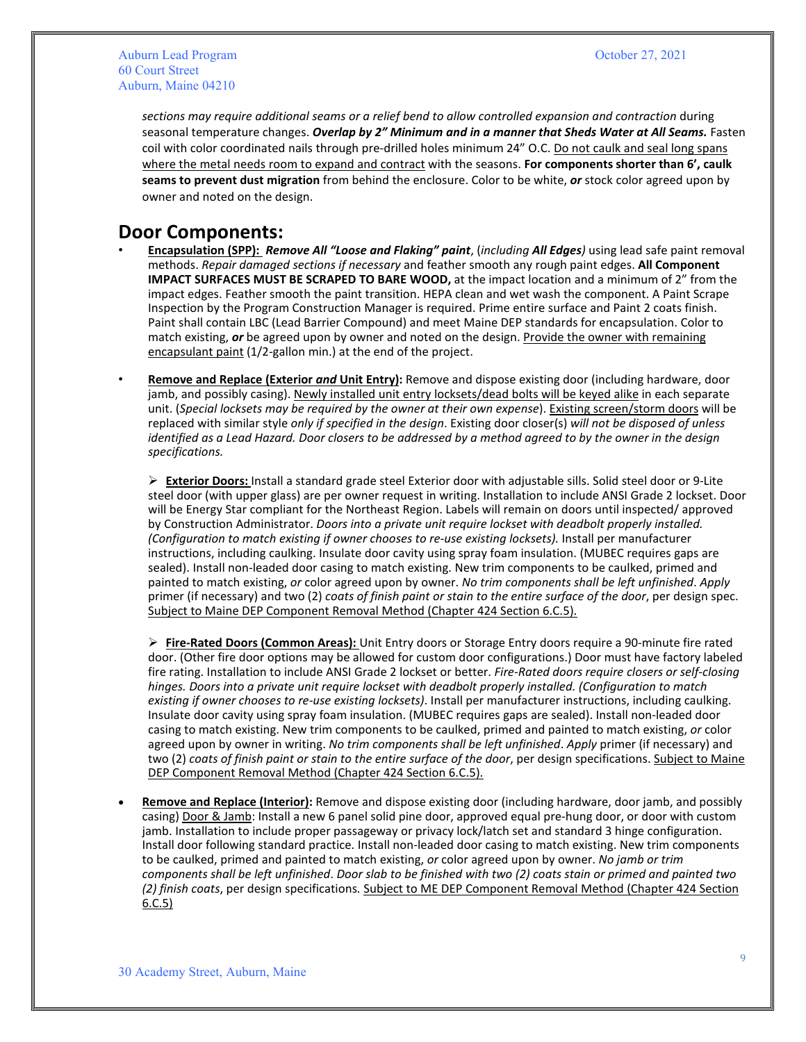*sections may require additional seams or a relief bend to allow controlled expansion and contraction* during seasonal temperature changes. ***Overlap by 2" Minimum and in a manner that Sheds Water at All Seams.*** Fasten coil with color coordinated nails through pre-drilled holes minimum 24" O.C. <u>Do not caulk and seal long spans where the metal needs room to expand and contract</u> with the seasons. **For components shorter than 6', caulk seams to prevent dust migration** from behind the enclosure. Color to be white, ***or*** stock color agreed upon by owner and noted on the design.

## Door Components:

- **<u>Encapsulation (SPP):</u>** ***Remove All "Loose and Flaking" paint***, (*including **All Edges***) using lead safe paint removal methods. *Repair damaged sections if necessary* and feather smooth any rough paint edges. **All Component IMPACT SURFACES MUST BE SCRAPED TO BARE WOOD,** at the impact location and a minimum of 2" from the impact edges. Feather smooth the paint transition. HEPA clean and wet wash the component. A Paint Scrape Inspection by the Program Construction Manager is required. Prime entire surface and Paint 2 coats finish. Paint shall contain LBC (Lead Barrier Compound) and meet Maine DEP standards for encapsulation. Color to match existing, ***or*** be agreed upon by owner and noted on the design. <u>Provide the owner with remaining encapsulant paint</u> (1/2-gallon min.) at the end of the project.

- **<u>Remove and Replace (Exterior *and* Unit Entry):</u>** Remove and dispose existing door (including hardware, door jamb, and possibly casing). <u>Newly installed unit entry locksets/dead bolts will be keyed alike</u> in each separate unit. (*Special locksets may be required by the owner at their own expense*). <u>Existing screen/storm doors</u> will be replaced with similar style *only if specified in the design*. Existing door closer(s) *will not be disposed of unless identified as a Lead Hazard. Door closers to be addressed by a method agreed to by the owner in the design specifications.*

  - **<u>Exterior Doors:</u>** Install a standard grade steel Exterior door with adjustable sills. Solid steel door or 9-Lite steel door (with upper glass) are per owner request in writing. Installation to include ANSI Grade 2 lockset. Door will be Energy Star compliant for the Northeast Region. Labels will remain on doors until inspected/ approved by Construction Administrator. *Doors into a private unit require lockset with deadbolt properly installed. (Configuration to match existing if owner chooses to re-use existing locksets).* Install per manufacturer instructions, including caulking. Insulate door cavity using spray foam insulation. (MUBEC requires gaps are sealed). Install non-leaded door casing to match existing. New trim components to be caulked, primed and painted to match existing, *or* color agreed upon by owner. *No trim components shall be left unfinished*. *Apply* primer (if necessary) and two (2) *coats of finish paint or stain to the entire surface of the door*, per design spec. <u>Subject to Maine DEP Component Removal Method (Chapter 424 Section 6.C.5).</u>

  - **<u>Fire-Rated Doors (Common Areas):</u>** Unit Entry doors or Storage Entry doors require a 90-minute fire rated door. (Other fire door options may be allowed for custom door configurations.) Door must have factory labeled fire rating. Installation to include ANSI Grade 2 lockset or better. *Fire-Rated doors require closers or self-closing hinges. Doors into a private unit require lockset with deadbolt properly installed. (Configuration to match existing if owner chooses to re-use existing locksets)*. Install per manufacturer instructions, including caulking. Insulate door cavity using spray foam insulation. (MUBEC requires gaps are sealed). Install non-leaded door casing to match existing. New trim components to be caulked, primed and painted to match existing, *or* color agreed upon by owner in writing. *No trim components shall be left unfinished*. *Apply* primer (if necessary) and two (2) *coats of finish paint or stain to the entire surface of the door*, per design specifications. <u>Subject to Maine DEP Component Removal Method (Chapter 424 Section 6.C.5).</u>

- **<u>Remove and Replace (Interior):</u>** Remove and dispose existing door (including hardware, door jamb, and possibly casing) <u>Door & Jamb</u>: Install a new 6 panel solid pine door, approved equal pre-hung door, or door with custom jamb. Installation to include proper passageway or privacy lock/latch set and standard 3 hinge configuration. Install door following standard practice. Install non-leaded door casing to match existing. New trim components to be caulked, primed and painted to match existing, *or* color agreed upon by owner. *No jamb or trim components shall be left unfinished*. *Door slab to be finished with two (2) coats stain or primed and painted two (2) finish coats*, per design specifications. <u>Subject to ME DEP Component Removal Method (Chapter 424 Section 6.C.5)</u>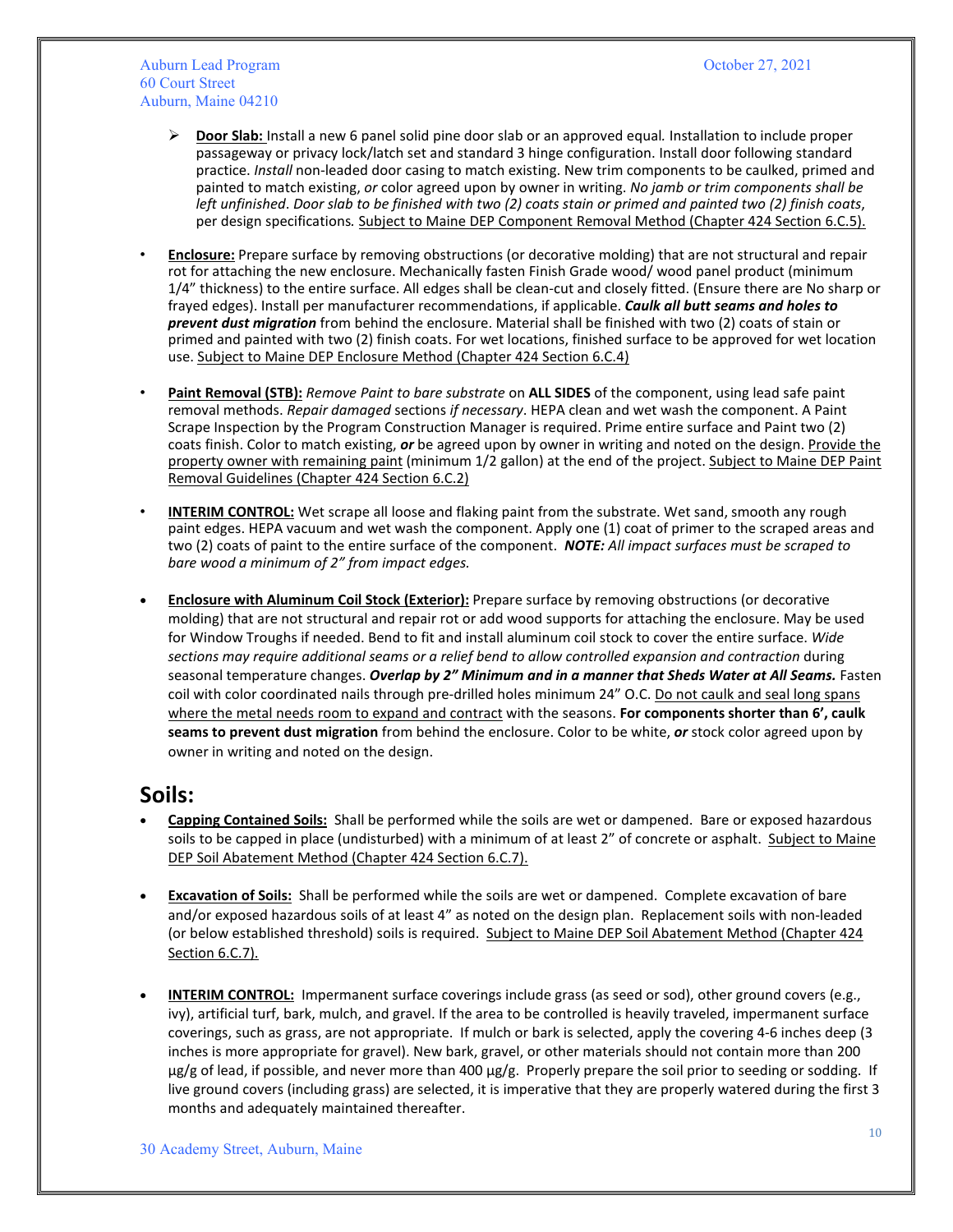- **Door Slab:** Install a new 6 panel solid pine door slab or an approved equal*.* Installation to include proper passageway or privacy lock/latch set and standard 3 hinge configuration. Install door following standard practice. *Install* non-leaded door casing to match existing. New trim components to be caulked, primed and painted to match existing, *or* color agreed upon by owner in writing. *No jamb or trim components shall be left unfinished*. *Door slab to be finished with two (2) coats stain or primed and painted two (2) finish coats*, per design specifications*.* Subject to Maine DEP Component Removal Method (Chapter 424 Section 6.C.5).

- **Enclosure:** Prepare surface by removing obstructions (or decorative molding) that are not structural and repair rot for attaching the new enclosure. Mechanically fasten Finish Grade wood/ wood panel product (minimum 1/4" thickness) to the entire surface. All edges shall be clean-cut and closely fitted. (Ensure there are No sharp or frayed edges). Install per manufacturer recommendations, if applicable. ***Caulk all butt seams and holes to prevent dust migration*** from behind the enclosure. Material shall be finished with two (2) coats of stain or primed and painted with two (2) finish coats. For wet locations, finished surface to be approved for wet location use. Subject to Maine DEP Enclosure Method (Chapter 424 Section 6.C.4)

- **Paint Removal (STB):** *Remove Paint to bare substrate* on **ALL SIDES** of the component, using lead safe paint removal methods. *Repair damaged* sections *if necessary*. HEPA clean and wet wash the component. A Paint Scrape Inspection by the Program Construction Manager is required. Prime entire surface and Paint two (2) coats finish. Color to match existing, ***or*** be agreed upon by owner in writing and noted on the design. Provide the property owner with remaining paint (minimum 1/2 gallon) at the end of the project. Subject to Maine DEP Paint Removal Guidelines (Chapter 424 Section 6.C.2)

- **INTERIM CONTROL:** Wet scrape all loose and flaking paint from the substrate. Wet sand, smooth any rough paint edges. HEPA vacuum and wet wash the component. Apply one (1) coat of primer to the scraped areas and two (2) coats of paint to the entire surface of the component. ***NOTE:*** *All impact surfaces must be scraped to bare wood a minimum of 2" from impact edges.*

- **Enclosure with Aluminum Coil Stock (Exterior):** Prepare surface by removing obstructions (or decorative molding) that are not structural and repair rot or add wood supports for attaching the enclosure. May be used for Window Troughs if needed. Bend to fit and install aluminum coil stock to cover the entire surface. *Wide sections may require additional seams or a relief bend to allow controlled expansion and contraction* during seasonal temperature changes. ***Overlap by 2" Minimum and in a manner that Sheds Water at All Seams.*** Fasten coil with color coordinated nails through pre-drilled holes minimum 24" O.C. Do not caulk and seal long spans where the metal needs room to expand and contract with the seasons. **For components shorter than 6', caulk seams to prevent dust migration** from behind the enclosure. Color to be white, ***or*** stock color agreed upon by owner in writing and noted on the design.

# Soils:

- **Capping Contained Soils:** Shall be performed while the soils are wet or dampened. Bare or exposed hazardous soils to be capped in place (undisturbed) with a minimum of at least 2" of concrete or asphalt. Subject to Maine DEP Soil Abatement Method (Chapter 424 Section 6.C.7).

- **Excavation of Soils:** Shall be performed while the soils are wet or dampened. Complete excavation of bare and/or exposed hazardous soils of at least 4" as noted on the design plan. Replacement soils with non-leaded (or below established threshold) soils is required. Subject to Maine DEP Soil Abatement Method (Chapter 424 Section 6.C.7).

- **INTERIM CONTROL:** Impermanent surface coverings include grass (as seed or sod), other ground covers (e.g., ivy), artificial turf, bark, mulch, and gravel. If the area to be controlled is heavily traveled, impermanent surface coverings, such as grass, are not appropriate. If mulch or bark is selected, apply the covering 4-6 inches deep (3 inches is more appropriate for gravel). New bark, gravel, or other materials should not contain more than 200 µg/g of lead, if possible, and never more than 400 µg/g. Properly prepare the soil prior to seeding or sodding. If live ground covers (including grass) are selected, it is imperative that they are properly watered during the first 3 months and adequately maintained thereafter.